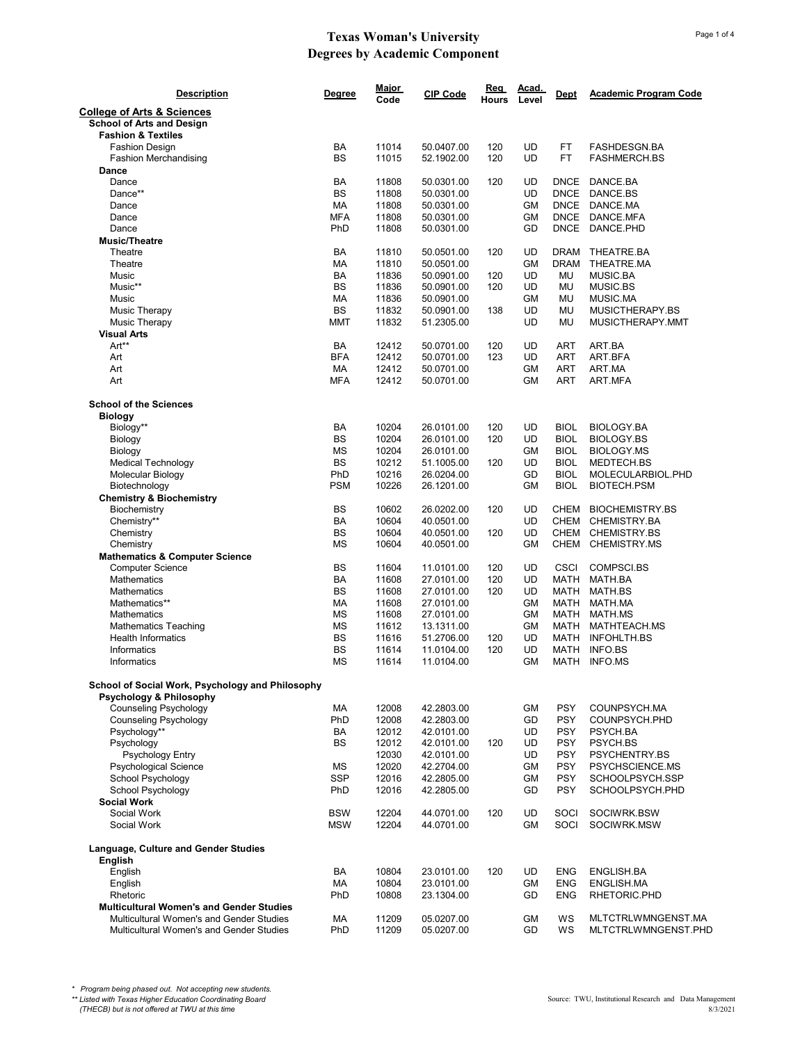# Texas Woman's University
## Degrees by Academic Component

| Description | Degree | Major Code | CIP Code | Req Hours | Acad. Level | Dept | Academic Program Code |
|---|---|---|---|---|---|---|---|
| **College of Arts & Sciences** | | | | | | | |
| **School of Arts and Design** | | | | | | | |
| **Fashion & Textiles** | | | | | | | |
| Fashion Design | BA | 11014 | 50.0407.00 | 120 | UD | FT | FASHDESGN.BA |
| Fashion Merchandising | BS | 11015 | 52.1902.00 | 120 | UD | FT | FASHMERCH.BS |
| **Dance** | | | | | | | |
| Dance | BA | 11808 | 50.0301.00 | 120 | UD | DNCE | DANCE.BA |
| Dance** | BS | 11808 | 50.0301.00 | | UD | DNCE | DANCE.BS |
| Dance | MA | 11808 | 50.0301.00 | | GM | DNCE | DANCE.MA |
| Dance | MFA | 11808 | 50.0301.00 | | GM | DNCE | DANCE.MFA |
| Dance | PhD | 11808 | 50.0301.00 | | GD | DNCE | DANCE.PHD |
| **Music/Theatre** | | | | | | | |
| Theatre | BA | 11810 | 50.0501.00 | 120 | UD | DRAM | THEATRE.BA |
| Theatre | MA | 11810 | 50.0501.00 | | GM | DRAM | THEATRE.MA |
| Music | BA | 11836 | 50.0901.00 | 120 | UD | MU | MUSIC.BA |
| Music** | BS | 11836 | 50.0901.00 | 120 | UD | MU | MUSIC.BS |
| Music | MA | 11836 | 50.0901.00 | | GM | MU | MUSIC.MA |
| Music Therapy | BS | 11832 | 50.0901.00 | 138 | UD | MU | MUSICTHERAPY.BS |
| Music Therapy | MMT | 11832 | 51.2305.00 | | UD | MU | MUSICTHERAPY.MMT |
| **Visual Arts** | | | | | | | |
| Art** | BA | 12412 | 50.0701.00 | 120 | UD | ART | ART.BA |
| Art | BFA | 12412 | 50.0701.00 | 123 | UD | ART | ART.BFA |
| Art | MA | 12412 | 50.0701.00 | | GM | ART | ART.MA |
| Art | MFA | 12412 | 50.0701.00 | | GM | ART | ART.MFA |
| **School of the Sciences** | | | | | | | |
| **Biology** | | | | | | | |
| Biology** | BA | 10204 | 26.0101.00 | 120 | UD | BIOL | BIOLOGY.BA |
| Biology | BS | 10204 | 26.0101.00 | 120 | UD | BIOL | BIOLOGY.BS |
| Biology | MS | 10204 | 26.0101.00 | | GM | BIOL | BIOLOGY.MS |
| Medical Technology | BS | 10212 | 51.1005.00 | 120 | UD | BIOL | MEDTECH.BS |
| Molecular Biology | PhD | 10216 | 26.0204.00 | | GD | BIOL | MOLECULARBIOL.PHD |
| Biotechnology | PSM | 10226 | 26.1201.00 | | GM | BIOL | BIOTECH.PSM |
| **Chemistry & Biochemistry** | | | | | | | |
| Biochemistry | BS | 10602 | 26.0202.00 | 120 | UD | CHEM | BIOCHEMISTRY.BS |
| Chemistry** | BA | 10604 | 40.0501.00 | | UD | CHEM | CHEMISTRY.BA |
| Chemistry | BS | 10604 | 40.0501.00 | 120 | UD | CHEM | CHEMISTRY.BS |
| Chemistry | MS | 10604 | 40.0501.00 | | GM | CHEM | CHEMISTRY.MS |
| **Mathematics & Computer Science** | | | | | | | |
| Computer Science | BS | 11604 | 11.0101.00 | 120 | UD | CSCI | COMPSCI.BS |
| Mathematics | BA | 11608 | 27.0101.00 | 120 | UD | MATH | MATH.BA |
| Mathematics | BS | 11608 | 27.0101.00 | 120 | UD | MATH | MATH.BS |
| Mathematics** | MA | 11608 | 27.0101.00 | | GM | MATH | MATH.MA |
| Mathematics | MS | 11608 | 27.0101.00 | | GM | MATH | MATH.MS |
| Mathematics Teaching | MS | 11612 | 13.1311.00 | | GM | MATH | MATHTEACH.MS |
| Health Informatics | BS | 11616 | 51.2706.00 | 120 | UD | MATH | INFOHLTH.BS |
| Informatics | BS | 11614 | 11.0104.00 | 120 | UD | MATH | INFO.BS |
| Informatics | MS | 11614 | 11.0104.00 | | GM | MATH | INFO.MS |
| **School of Social Work, Psychology and Philosophy** | | | | | | | |
| **Psychology & Philosophy** | | | | | | | |
| Counseling Psychology | MA | 12008 | 42.2803.00 | | GM | PSY | COUNPSYCH.MA |
| Counseling Psychology | PhD | 12008 | 42.2803.00 | | GD | PSY | COUNPSYCH.PHD |
| Psychology** | BA | 12012 | 42.0101.00 | | UD | PSY | PSYCH.BA |
| Psychology | BS | 12012 | 42.0101.00 | 120 | UD | PSY | PSYCH.BS |
| Psychology Entry | | 12030 | 42.0101.00 | | UD | PSY | PSYCHENTRY.BS |
| Psychological Science | MS | 12020 | 42.2704.00 | | GM | PSY | PSYCHSCIENCE.MS |
| School Psychology | SSP | 12016 | 42.2805.00 | | GM | PSY | SCHOOLPSYCH.SSP |
| School Psychology | PhD | 12016 | 42.2805.00 | | GD | PSY | SCHOOLPSYCH.PHD |
| **Social Work** | | | | | | | |
| Social Work | BSW | 12204 | 44.0701.00 | 120 | UD | SOCI | SOCIWRK.BSW |
| Social Work | MSW | 12204 | 44.0701.00 | | GM | SOCI | SOCIWRK.MSW |
| **Language, Culture and Gender Studies** | | | | | | | |
| **English** | | | | | | | |
| English | BA | 10804 | 23.0101.00 | 120 | UD | ENG | ENGLISH.BA |
| English | MA | 10804 | 23.0101.00 | | GM | ENG | ENGLISH.MA |
| Rhetoric | PhD | 10808 | 23.1304.00 | | GD | ENG | RHETORIC.PHD |
| **Multicultural Women's and Gender Studies** | | | | | | | |
| Multicultural Women's and Gender Studies | MA | 11209 | 05.0207.00 | | GM | WS | MLTCTRLWMNGENST.MA |
| Multicultural Women's and Gender Studies | PhD | 11209 | 05.0207.00 | | GD | WS | MLTCTRLWMNGENST.PHD |

*\* Program being phased out. Not accepting new students.*

*\*\* Listed with Texas Higher Education Coordinating Board (THECB) but is not offered at TWU at this time*

Source: TWU, Institutional Research and Data Management
8/3/2021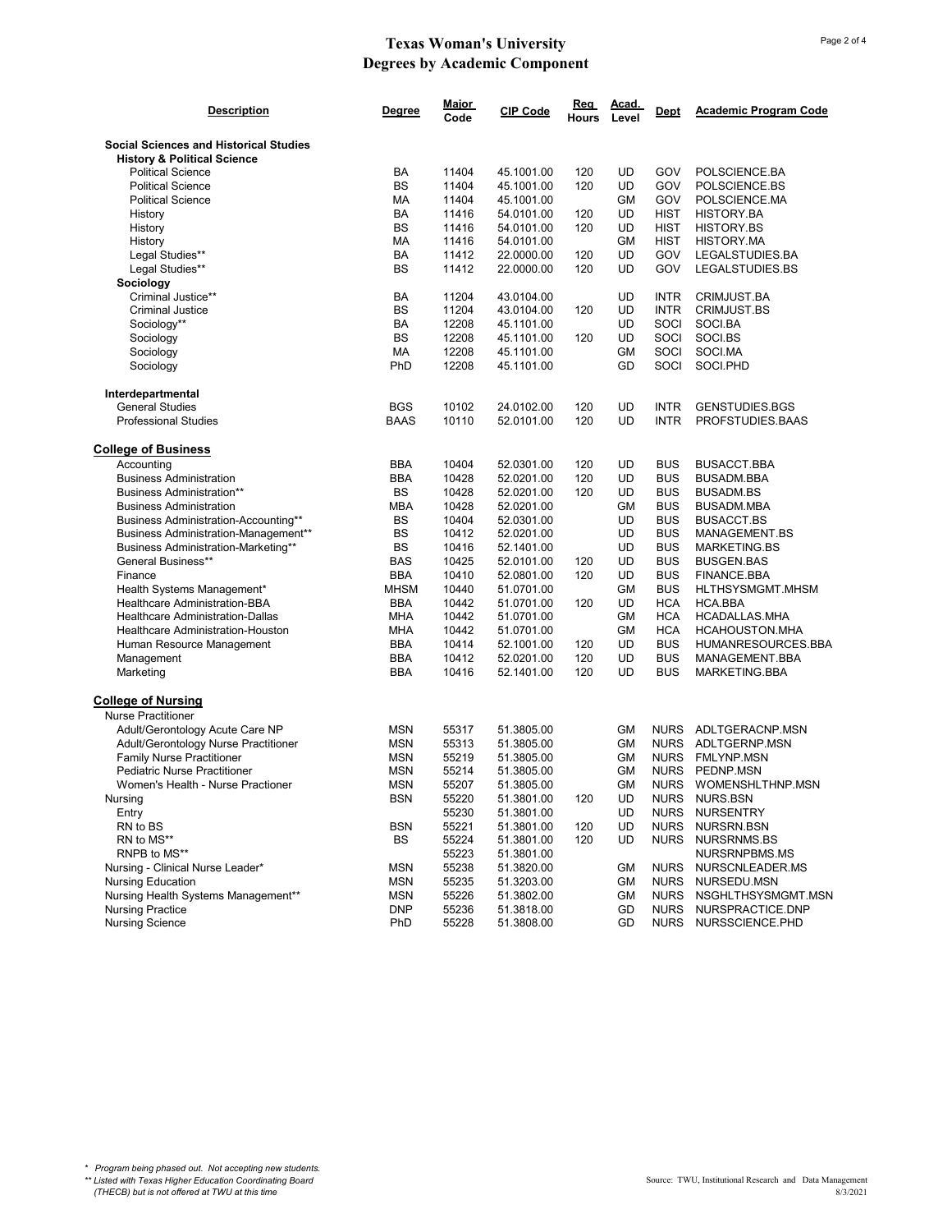# Texas Woman's University
## Degrees by Academic Component

| Description | Degree | Major Code | CIP Code | Req Hours | Acad. Level | Dept | Academic Program Code |
|---|---|---|---|---|---|---|---|
| **Social Sciences and Historical Studies** | | | | | | | |
| **History & Political Science** | | | | | | | |
| Political Science | BA | 11404 | 45.1001.00 | 120 | UD | GOV | POLSCIENCE.BA |
| Political Science | BS | 11404 | 45.1001.00 | 120 | UD | GOV | POLSCIENCE.BS |
| Political Science | MA | 11404 | 45.1001.00 | | GM | GOV | POLSCIENCE.MA |
| History | BA | 11416 | 54.0101.00 | 120 | UD | HIST | HISTORY.BA |
| History | BS | 11416 | 54.0101.00 | 120 | UD | HIST | HISTORY.BS |
| History | MA | 11416 | 54.0101.00 | | GM | HIST | HISTORY.MA |
| Legal Studies** | BA | 11412 | 22.0000.00 | 120 | UD | GOV | LEGALSTUDIES.BA |
| Legal Studies** | BS | 11412 | 22.0000.00 | 120 | UD | GOV | LEGALSTUDIES.BS |
| **Sociology** | | | | | | | |
| Criminal Justice** | BA | 11204 | 43.0104.00 | | UD | INTR | CRIMJUST.BA |
| Criminal Justice | BS | 11204 | 43.0104.00 | 120 | UD | INTR | CRIMJUST.BS |
| Sociology** | BA | 12208 | 45.1101.00 | | UD | SOCI | SOCI.BA |
| Sociology | BS | 12208 | 45.1101.00 | 120 | UD | SOCI | SOCI.BS |
| Sociology | MA | 12208 | 45.1101.00 | | GM | SOCI | SOCI.MA |
| Sociology | PhD | 12208 | 45.1101.00 | | GD | SOCI | SOCI.PHD |
| **Interdepartmental** | | | | | | | |
| General Studies | BGS | 10102 | 24.0102.00 | 120 | UD | INTR | GENSTUDIES.BGS |
| Professional Studies | BAAS | 10110 | 52.0101.00 | 120 | UD | INTR | PROFSTUDIES.BAAS |
| **College of Business** | | | | | | | |
| Accounting | BBA | 10404 | 52.0301.00 | 120 | UD | BUS | BUSACCT.BBA |
| Business Administration | BBA | 10428 | 52.0201.00 | 120 | UD | BUS | BUSADM.BBA |
| Business Administration** | BS | 10428 | 52.0201.00 | 120 | UD | BUS | BUSADM.BS |
| Business Administration | MBA | 10428 | 52.0201.00 | | GM | BUS | BUSADM.MBA |
| Business Administration-Accounting** | BS | 10404 | 52.0301.00 | | UD | BUS | BUSACCT.BS |
| Business Administration-Management** | BS | 10412 | 52.0201.00 | | UD | BUS | MANAGEMENT.BS |
| Business Administration-Marketing** | BS | 10416 | 52.1401.00 | | UD | BUS | MARKETING.BS |
| General Business** | BAS | 10425 | 52.0101.00 | 120 | UD | BUS | BUSGEN.BAS |
| Finance | BBA | 10410 | 52.0801.00 | 120 | UD | BUS | FINANCE.BBA |
| Health Systems Management* | MHSM | 10440 | 51.0701.00 | | GM | BUS | HLTHSYSMGMT.MHSM |
| Healthcare Administration-BBA | BBA | 10442 | 51.0701.00 | 120 | UD | HCA | HCA.BBA |
| Healthcare Administration-Dallas | MHA | 10442 | 51.0701.00 | | GM | HCA | HCADALLAS.MHA |
| Healthcare Administration-Houston | MHA | 10442 | 51.0701.00 | | GM | HCA | HCAHOUSTON.MHA |
| Human Resource Management | BBA | 10414 | 52.1001.00 | 120 | UD | BUS | HUMANRESOURCES.BBA |
| Management | BBA | 10412 | 52.0201.00 | 120 | UD | BUS | MANAGEMENT.BBA |
| Marketing | BBA | 10416 | 52.1401.00 | 120 | UD | BUS | MARKETING.BBA |
| **College of Nursing** | | | | | | | |
| Nurse Practitioner | | | | | | | |
| Adult/Gerontology Acute Care NP | MSN | 55317 | 51.3805.00 | | GM | NURS | ADLTGERACNP.MSN |
| Adult/Gerontology Nurse Practitioner | MSN | 55313 | 51.3805.00 | | GM | NURS | ADLTGERNP.MSN |
| Family Nurse Practitioner | MSN | 55219 | 51.3805.00 | | GM | NURS | FMLYNP.MSN |
| Pediatric Nurse Practitioner | MSN | 55214 | 51.3805.00 | | GM | NURS | PEDNP.MSN |
| Women's Health - Nurse Practioner | MSN | 55207 | 51.3805.00 | | GM | NURS | WOMENSHLTHNP.MSN |
| Nursing | BSN | 55220 | 51.3801.00 | 120 | UD | NURS | NURS.BSN |
| Entry | | 55230 | 51.3801.00 | | UD | NURS | NURSENTRY |
| RN to BS | BSN | 55221 | 51.3801.00 | 120 | UD | NURS | NURSRN.BSN |
| RN to MS** | BS | 55224 | 51.3801.00 | 120 | UD | NURS | NURSRNMS.BS |
| RNPB to MS** | | 55223 | 51.3801.00 | | | | NURSRNPBMS.MS |
| Nursing - Clinical Nurse Leader* | MSN | 55238 | 51.3820.00 | | GM | NURS | NURSCNLEADER.MS |
| Nursing Education | MSN | 55235 | 51.3203.00 | | GM | NURS | NURSEDU.MSN |
| Nursing Health Systems Management** | MSN | 55226 | 51.3802.00 | | GM | NURS | NSGHLTHSYSMGMT.MSN |
| Nursing Practice | DNP | 55236 | 51.3818.00 | | GD | NURS | NURSPRACTICE.DNP |
| Nursing Science | PhD | 55228 | 51.3808.00 | | GD | NURS | NURSSCIENCE.PHD |

*\* Program being phased out. Not accepting new students.*

*\*\* Listed with Texas Higher Education Coordinating Board (THECB) but is not offered at TWU at this time*

Source: TWU, Institutional Research and Data Management
8/3/2021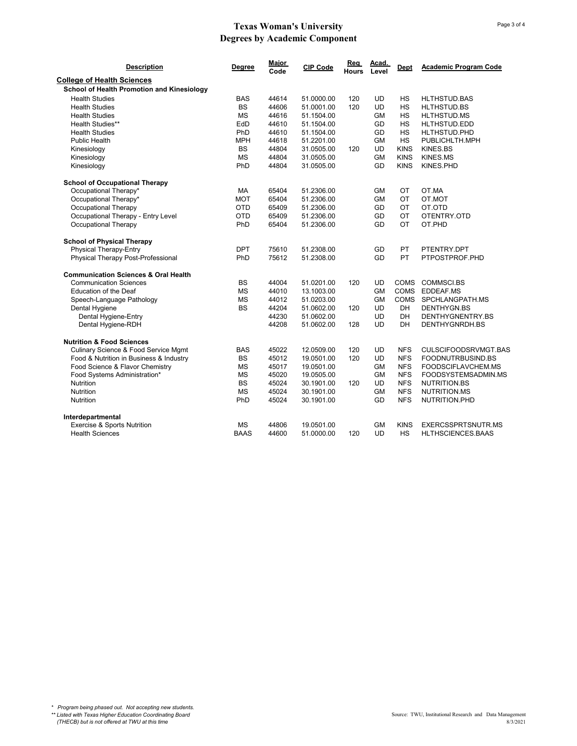# Texas Woman's University
## Degrees by Academic Component

| Description | Degree | Major Code | CIP Code | Req Hours | Acad. Level | Dept | Academic Program Code |
|---|---|---|---|---|---|---|---|
| **College of Health Sciences** | | | | | | | |
| **School of Health Promotion and Kinesiology** | | | | | | | |
| Health Studies | BAS | 44614 | 51.0000.00 | 120 | UD | HS | HLTHSTUD.BAS |
| Health Studies | BS | 44606 | 51.0001.00 | 120 | UD | HS | HLTHSTUD.BS |
| Health Studies | MS | 44616 | 51.1504.00 | | GM | HS | HLTHSTUD.MS |
| Health Studies** | EdD | 44610 | 51.1504.00 | | GD | HS | HLTHSTUD.EDD |
| Health Studies | PhD | 44610 | 51.1504.00 | | GD | HS | HLTHSTUD.PHD |
| Public Health | MPH | 44618 | 51.2201.00 | | GM | HS | PUBLICHLTH.MPH |
| Kinesiology | BS | 44804 | 31.0505.00 | 120 | UD | KINS | KINES.BS |
| Kinesiology | MS | 44804 | 31.0505.00 | | GM | KINS | KINES.MS |
| Kinesiology | PhD | 44804 | 31.0505.00 | | GD | KINS | KINES.PHD |
| **School of Occupational Therapy** | | | | | | | |
| Occupational Therapy* | MA | 65404 | 51.2306.00 | | GM | OT | OT.MA |
| Occupational Therapy* | MOT | 65404 | 51.2306.00 | | GM | OT | OT.MOT |
| Occupational Therapy | OTD | 65409 | 51.2306.00 | | GD | OT | OT.OTD |
| Occupational Therapy - Entry Level | OTD | 65409 | 51.2306.00 | | GD | OT | OTENTRY.OTD |
| Occupational Therapy | PhD | 65404 | 51.2306.00 | | GD | OT | OT.PHD |
| **School of Physical Therapy** | | | | | | | |
| Physical Therapy-Entry | DPT | 75610 | 51.2308.00 | | GD | PT | PTENTRY.DPT |
| Physical Therapy Post-Professional | PhD | 75612 | 51.2308.00 | | GD | PT | PTPOSTPROF.PHD |
| **Communication Sciences & Oral Health** | | | | | | | |
| Communication Sciences | BS | 44004 | 51.0201.00 | 120 | UD | COMS | COMMSCI.BS |
| Education of the Deaf | MS | 44010 | 13.1003.00 | | GM | COMS | EDDEAF.MS |
| Speech-Language Pathology | MS | 44012 | 51.0203.00 | | GM | COMS | SPCHLANGPATH.MS |
| Dental Hygiene | BS | 44204 | 51.0602.00 | 120 | UD | DH | DENTHYGN.BS |
| Dental Hygiene-Entry | | 44230 | 51.0602.00 | | UD | DH | DENTHYGNENTRY.BS |
| Dental Hygiene-RDH | | 44208 | 51.0602.00 | 128 | UD | DH | DENTHYGNRDH.BS |
| **Nutrition & Food Sciences** | | | | | | | |
| Culinary Science & Food Service Mgmt | BAS | 45022 | 12.0509.00 | 120 | UD | NFS | CULSCIFOODSRVMGT.BAS |
| Food & Nutrition in Business & Industry | BS | 45012 | 19.0501.00 | 120 | UD | NFS | FOODNUTRBUSIND.BS |
| Food Science & Flavor Chemistry | MS | 45017 | 19.0501.00 | | GM | NFS | FOODSCIFLAVCHEM.MS |
| Food Systems Administration* | MS | 45020 | 19.0505.00 | | GM | NFS | FOODSYSTEMSADMIN.MS |
| Nutrition | BS | 45024 | 30.1901.00 | 120 | UD | NFS | NUTRITION.BS |
| Nutrition | MS | 45024 | 30.1901.00 | | GM | NFS | NUTRITION.MS |
| Nutrition | PhD | 45024 | 30.1901.00 | | GD | NFS | NUTRITION.PHD |
| **Interdepartmental** | | | | | | | |
| Exercise & Sports Nutrition | MS | 44806 | 19.0501.00 | | GM | KINS | EXERCSSPRTSNUTR.MS |
| Health Sciences | BAAS | 44600 | 51.0000.00 | 120 | UD | HS | HLTHSCIENCES.BAAS |

*\* Program being phased out. Not accepting new students.*
*\*\* Listed with Texas Higher Education Coordinating Board (THECB) but is not offered at TWU at this time*

Source: TWU, Institutional Research and Data Management
8/3/2021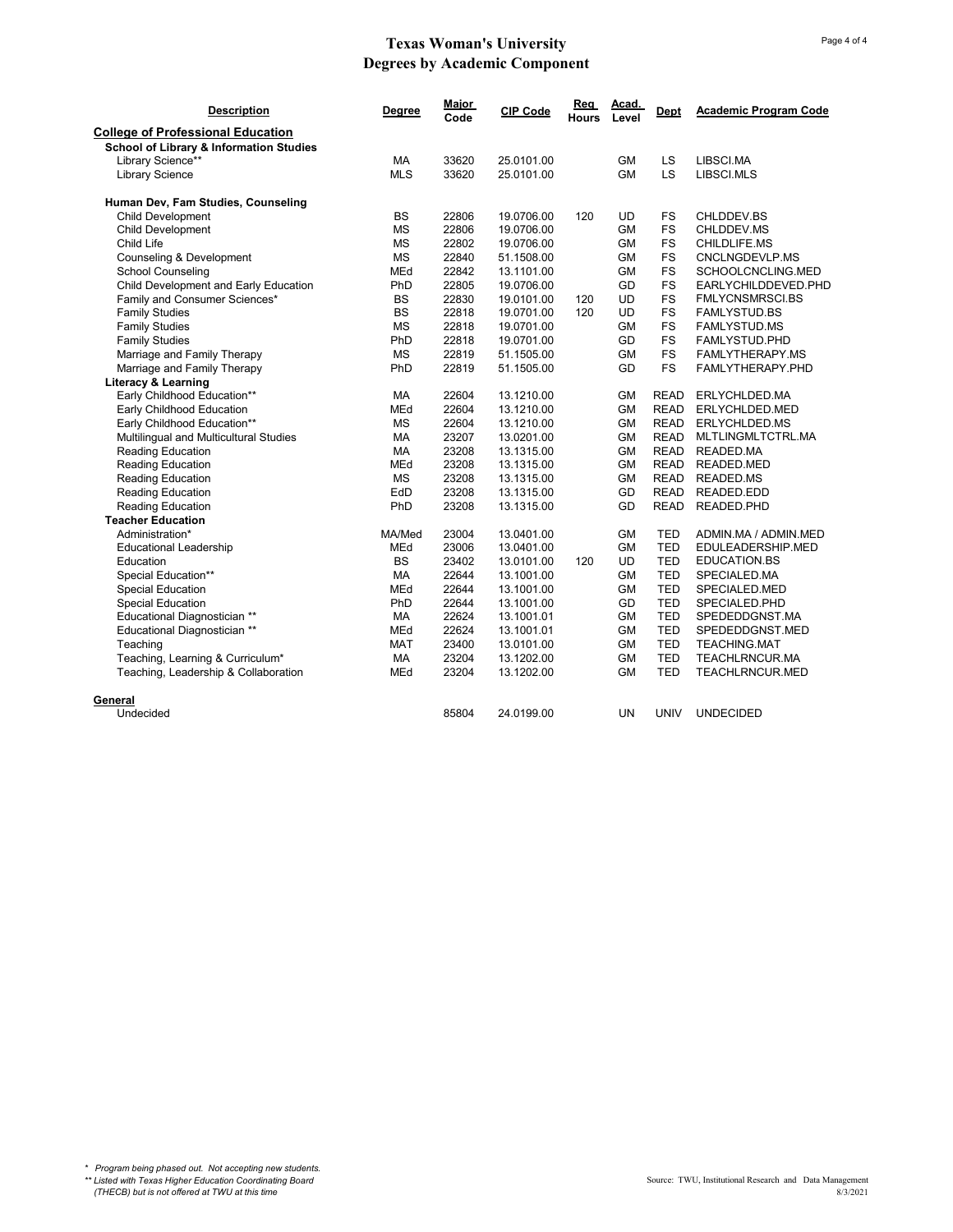# Texas Woman's University
## Degrees by Academic Component

| Description | Degree | Major Code | CIP Code | Req Hours | Acad. Level | Dept | Academic Program Code |
|---|---|---|---|---|---|---|---|
| **College of Professional Education** | | | | | | | |
| **School of Library & Information Studies** | | | | | | | |
| Library Science** | MA | 33620 | 25.0101.00 | | GM | LS | LIBSCI.MA |
| Library Science | MLS | 33620 | 25.0101.00 | | GM | LS | LIBSCI.MLS |
| **Human Dev, Fam Studies, Counseling** | | | | | | | |
| Child Development | BS | 22806 | 19.0706.00 | 120 | UD | FS | CHLDDEV.BS |
| Child Development | MS | 22806 | 19.0706.00 | | GM | FS | CHLDDEV.MS |
| Child Life | MS | 22802 | 19.0706.00 | | GM | FS | CHILDLIFE.MS |
| Counseling & Development | MS | 22840 | 51.1508.00 | | GM | FS | CNCLNGDEVLP.MS |
| School Counseling | MEd | 22842 | 13.1101.00 | | GM | FS | SCHOOLCNCLING.MED |
| Child Development and Early Education | PhD | 22805 | 19.0706.00 | | GD | FS | EARLYCHILDDEVED.PHD |
| Family and Consumer Sciences* | BS | 22830 | 19.0101.00 | 120 | UD | FS | FMLYCNSMRSCI.BS |
| Family Studies | BS | 22818 | 19.0701.00 | 120 | UD | FS | FAMLYSTUD.BS |
| Family Studies | MS | 22818 | 19.0701.00 | | GM | FS | FAMLYSTUD.MS |
| Family Studies | PhD | 22818 | 19.0701.00 | | GD | FS | FAMLYSTUD.PHD |
| Marriage and Family Therapy | MS | 22819 | 51.1505.00 | | GM | FS | FAMLYTHERAPY.MS |
| Marriage and Family Therapy | PhD | 22819 | 51.1505.00 | | GD | FS | FAMLYTHERAPY.PHD |
| **Literacy & Learning** | | | | | | | |
| Early Childhood Education** | MA | 22604 | 13.1210.00 | | GM | READ | ERLYCHLDED.MA |
| Early Childhood Education | MEd | 22604 | 13.1210.00 | | GM | READ | ERLYCHLDED.MED |
| Early Childhood Education** | MS | 22604 | 13.1210.00 | | GM | READ | ERLYCHLDED.MS |
| Multilingual and Multicultural Studies | MA | 23207 | 13.0201.00 | | GM | READ | MLTLINGMLTCTRL.MA |
| Reading Education | MA | 23208 | 13.1315.00 | | GM | READ | READED.MA |
| Reading Education | MEd | 23208 | 13.1315.00 | | GM | READ | READED.MED |
| Reading Education | MS | 23208 | 13.1315.00 | | GM | READ | READED.MS |
| Reading Education | EdD | 23208 | 13.1315.00 | | GD | READ | READED.EDD |
| Reading Education | PhD | 23208 | 13.1315.00 | | GD | READ | READED.PHD |
| **Teacher Education** | | | | | | | |
| Administration* | MA/Med | 23004 | 13.0401.00 | | GM | TED | ADMIN.MA / ADMIN.MED |
| Educational Leadership | MEd | 23006 | 13.0401.00 | | GM | TED | EDULEADERSHIP.MED |
| Education | BS | 23402 | 13.0101.00 | 120 | UD | TED | EDUCATION.BS |
| Special Education** | MA | 22644 | 13.1001.00 | | GM | TED | SPECIALED.MA |
| Special Education | MEd | 22644 | 13.1001.00 | | GM | TED | SPECIALED.MED |
| Special Education | PhD | 22644 | 13.1001.00 | | GD | TED | SPECIALED.PHD |
| Educational Diagnostician ** | MA | 22624 | 13.1001.01 | | GM | TED | SPEDEDDGNST.MA |
| Educational Diagnostician ** | MEd | 22624 | 13.1001.01 | | GM | TED | SPEDEDDGNST.MED |
| Teaching | MAT | 23400 | 13.0101.00 | | GM | TED | TEACHING.MAT |
| Teaching, Learning & Curriculum* | MA | 23204 | 13.1202.00 | | GM | TED | TEACHLRNCUR.MA |
| Teaching, Leadership & Collaboration | MEd | 23204 | 13.1202.00 | | GM | TED | TEACHLRNCUR.MED |
| **General** | | | | | | | |
| Undecided | | 85804 | 24.0199.00 | | UN | UNIV | UNDECIDED |

*\* Program being phased out. Not accepting new students.*

*\*\* Listed with Texas Higher Education Coordinating Board (THECB) but is not offered at TWU at this time*

Source: TWU, Institutional Research and Data Management
8/3/2021